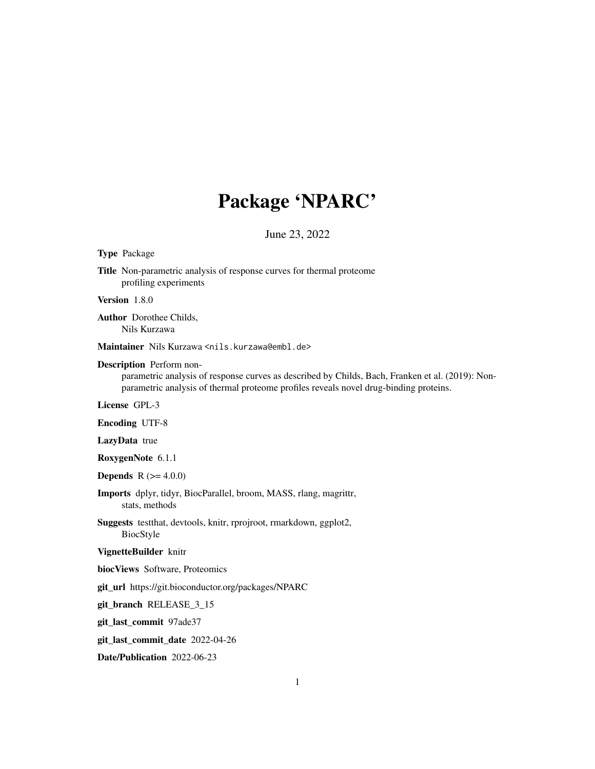# Package 'NPARC'

June 23, 2022

**Type** Package

**Title** Non-parametric analysis of response curves for thermal proteome profiling experiments

**Version** 1.8.0

**Author** Dorothee Childs, Nils Kurzawa

**Maintainer** Nils Kurzawa <nils.kurzawa@embl.de>

**Description** Perform non-parametric analysis of response curves as described by Childs, Bach, Franken et al. (2019): Non-parametric analysis of thermal proteome profiles reveals novel drug-binding proteins.

**License** GPL-3

**Encoding** UTF-8

**LazyData** true

**RoxygenNote** 6.1.1

**Depends** R (>= 4.0.0)

**Imports** dplyr, tidyr, BiocParallel, broom, MASS, rlang, magrittr, stats, methods

**Suggests** testthat, devtools, knitr, rprojroot, rmarkdown, ggplot2, BiocStyle

**VignetteBuilder** knitr

**biocViews** Software, Proteomics

**git_url** https://git.bioconductor.org/packages/NPARC

**git_branch** RELEASE_3_15

**git_last_commit** 97ade37

**git_last_commit_date** 2022-04-26

**Date/Publication** 2022-06-23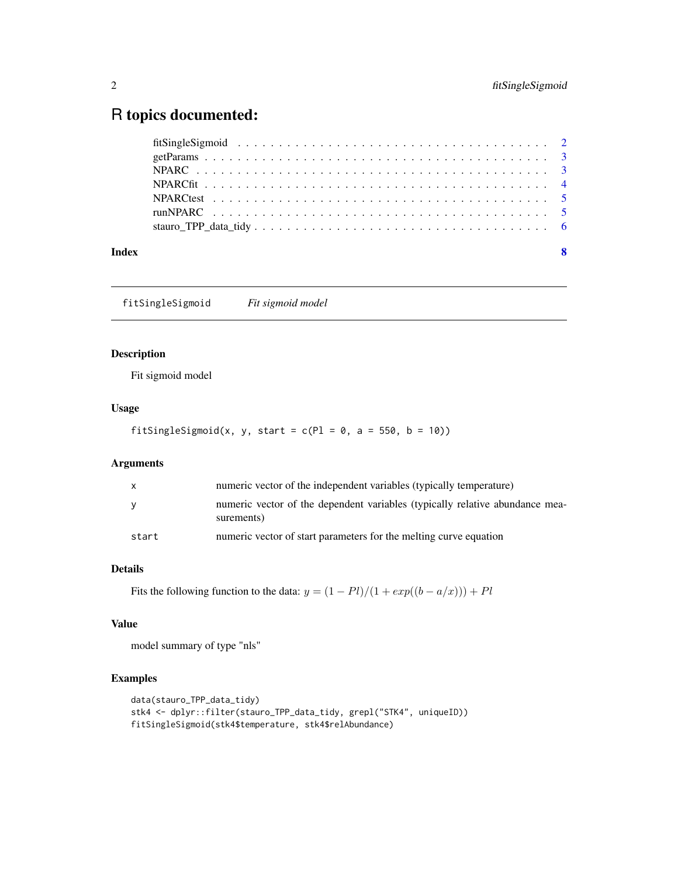# R topics documented:

| | |
|---|---|
| fitSingleSigmoid | 2 |
| getParams | 3 |
| NPARC | 3 |
| NPARCfit | 4 |
| NPARCtest | 5 |
| runNPARC | 5 |
| stauro_TPP_data_tidy | 6 |
| **Index** | **8** |

---

## fitSingleSigmoid &nbsp;&nbsp;&nbsp; *Fit sigmoid model*

### Description

Fit sigmoid model

### Usage

```
fitSingleSigmoid(x, y, start = c(Pl = 0, a = 550, b = 10))
```

### Arguments

| | |
|---|---|
| x | numeric vector of the independent variables (typically temperature) |
| y | numeric vector of the dependent variables (typically relative abundance measurements) |
| start | numeric vector of start parameters for the melting curve equation |

### Details

Fits the following function to the data: $y = (1 - Pl)/(1 + exp((b - a/x))) + Pl$

### Value

model summary of type "nls"

### Examples

```
data(stauro_TPP_data_tidy)
stk4 <- dplyr::filter(stauro_TPP_data_tidy, grepl("STK4", uniqueID))
fitSingleSigmoid(stk4$temperature, stk4$relAbundance)
```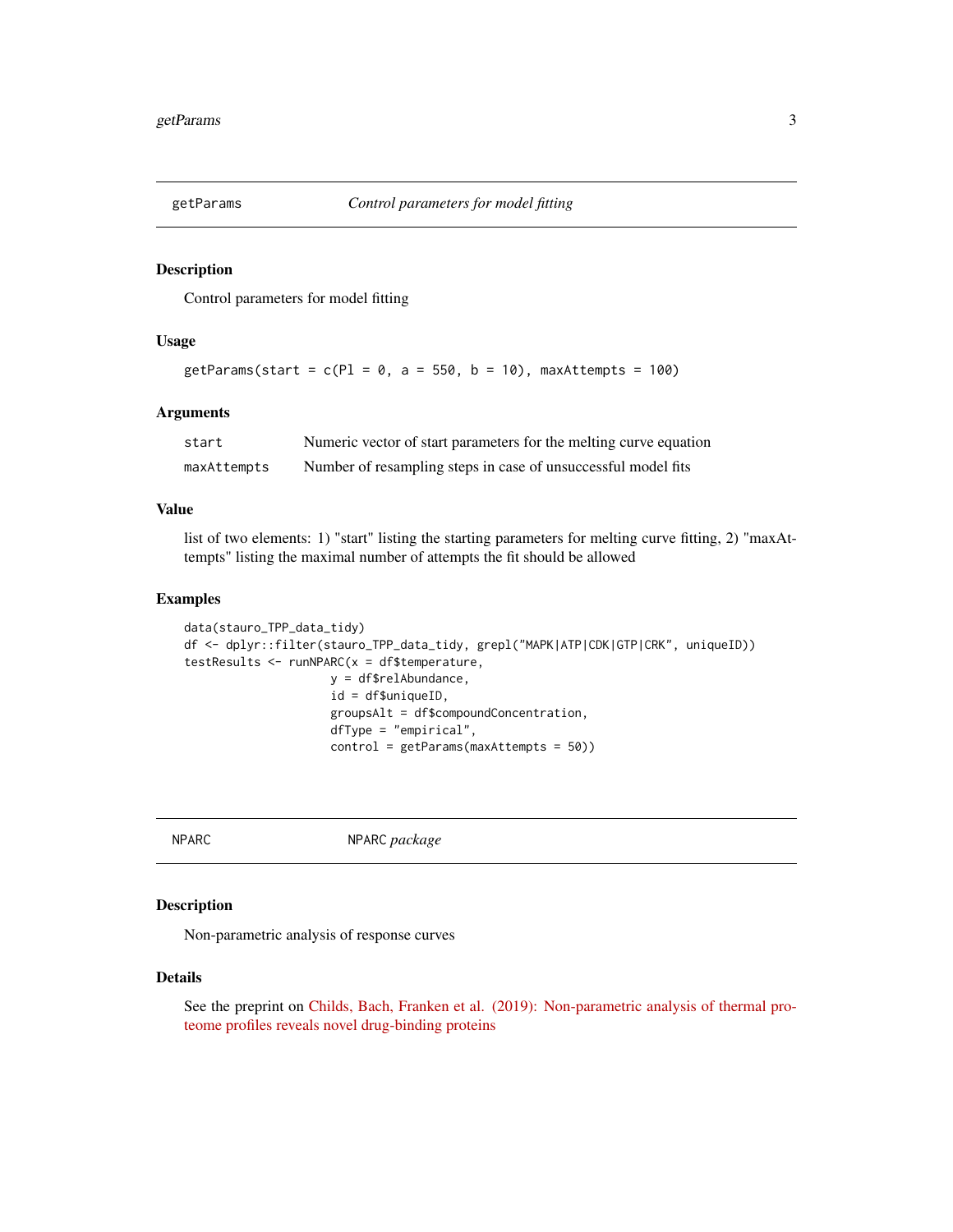## getParams — *Control parameters for model fitting*

### Description

Control parameters for model fitting

### Usage

```
getParams(start = c(Pl = 0, a = 550, b = 10), maxAttempts = 100)
```

### Arguments

| | |
|---|---|
| start | Numeric vector of start parameters for the melting curve equation |
| maxAttempts | Number of resampling steps in case of unsuccessful model fits |

### Value

list of two elements: 1) "start" listing the starting parameters for melting curve fitting, 2) "maxAttempts" listing the maximal number of attempts the fit should be allowed

### Examples

```
data(stauro_TPP_data_tidy)
df <- dplyr::filter(stauro_TPP_data_tidy, grepl("MAPK|ATP|CDK|GTP|CRK", uniqueID))
testResults <- runNPARC(x = df$temperature,
                        y = df$relAbundance,
                        id = df$uniqueID,
                        groupsAlt = df$compoundConcentration,
                        dfType = "empirical",
                        control = getParams(maxAttempts = 50))
```

## NPARC — NPARC *package*

### Description

Non-parametric analysis of response curves

### Details

See the preprint on Childs, Bach, Franken et al. (2019): Non-parametric analysis of thermal proteome profiles reveals novel drug-binding proteins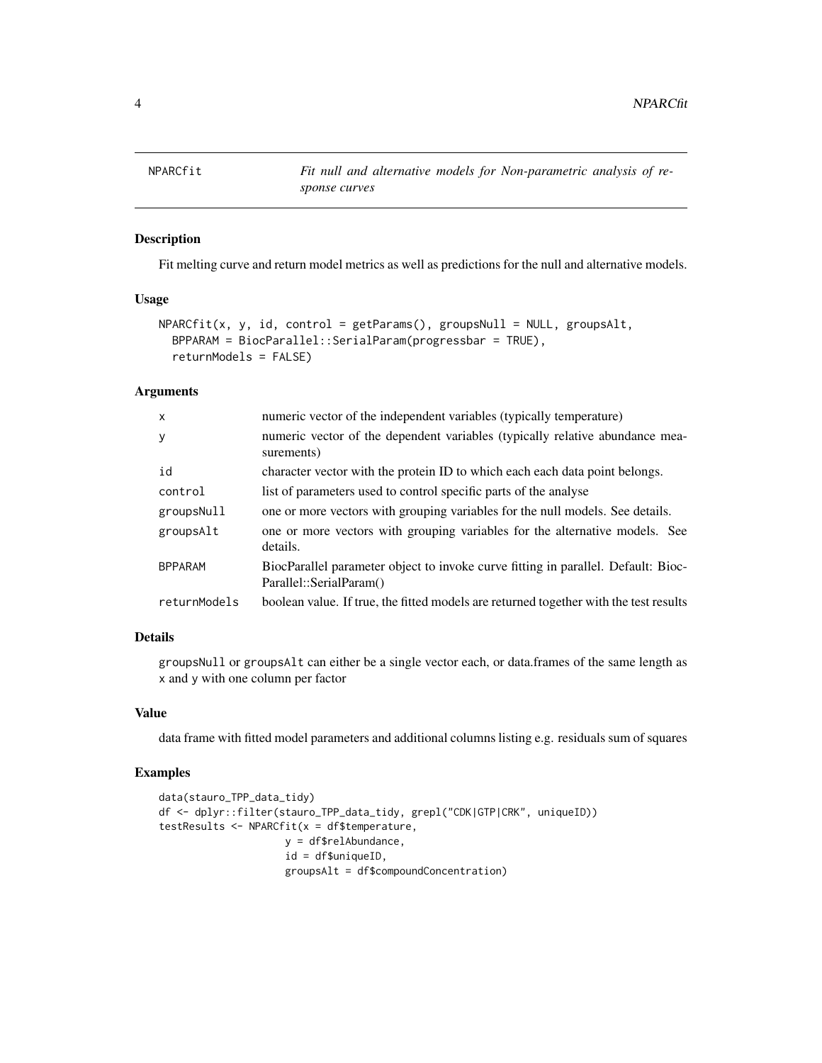# NPARCfit — *Fit null and alternative models for Non-parametric analysis of response curves*

## Description

Fit melting curve and return model metrics as well as predictions for the null and alternative models.

## Usage

```
NPARCfit(x, y, id, control = getParams(), groupsNull = NULL, groupsAlt,
  BPPARAM = BiocParallel::SerialParam(progressbar = TRUE),
  returnModels = FALSE)
```

## Arguments

| | |
|---|---|
| `x` | numeric vector of the independent variables (typically temperature) |
| `y` | numeric vector of the dependent variables (typically relative abundance measurements) |
| `id` | character vector with the protein ID to which each each data point belongs. |
| `control` | list of parameters used to control specific parts of the analyse |
| `groupsNull` | one or more vectors with grouping variables for the null models. See details. |
| `groupsAlt` | one or more vectors with grouping variables for the alternative models. See details. |
| `BPPARAM` | BiocParallel parameter object to invoke curve fitting in parallel. Default: BiocParallel::SerialParam() |
| `returnModels` | boolean value. If true, the fitted models are returned together with the test results |

## Details

`groupsNull` or `groupsAlt` can either be a single vector each, or data.frames of the same length as `x` and `y` with one column per factor

## Value

data frame with fitted model parameters and additional columns listing e.g. residuals sum of squares

## Examples

```
data(stauro_TPP_data_tidy)
df <- dplyr::filter(stauro_TPP_data_tidy, grepl("CDK|GTP|CRK", uniqueID))
testResults <- NPARCfit(x = df$temperature,
                        y = df$relAbundance,
                        id = df$uniqueID,
                        groupsAlt = df$compoundConcentration)
```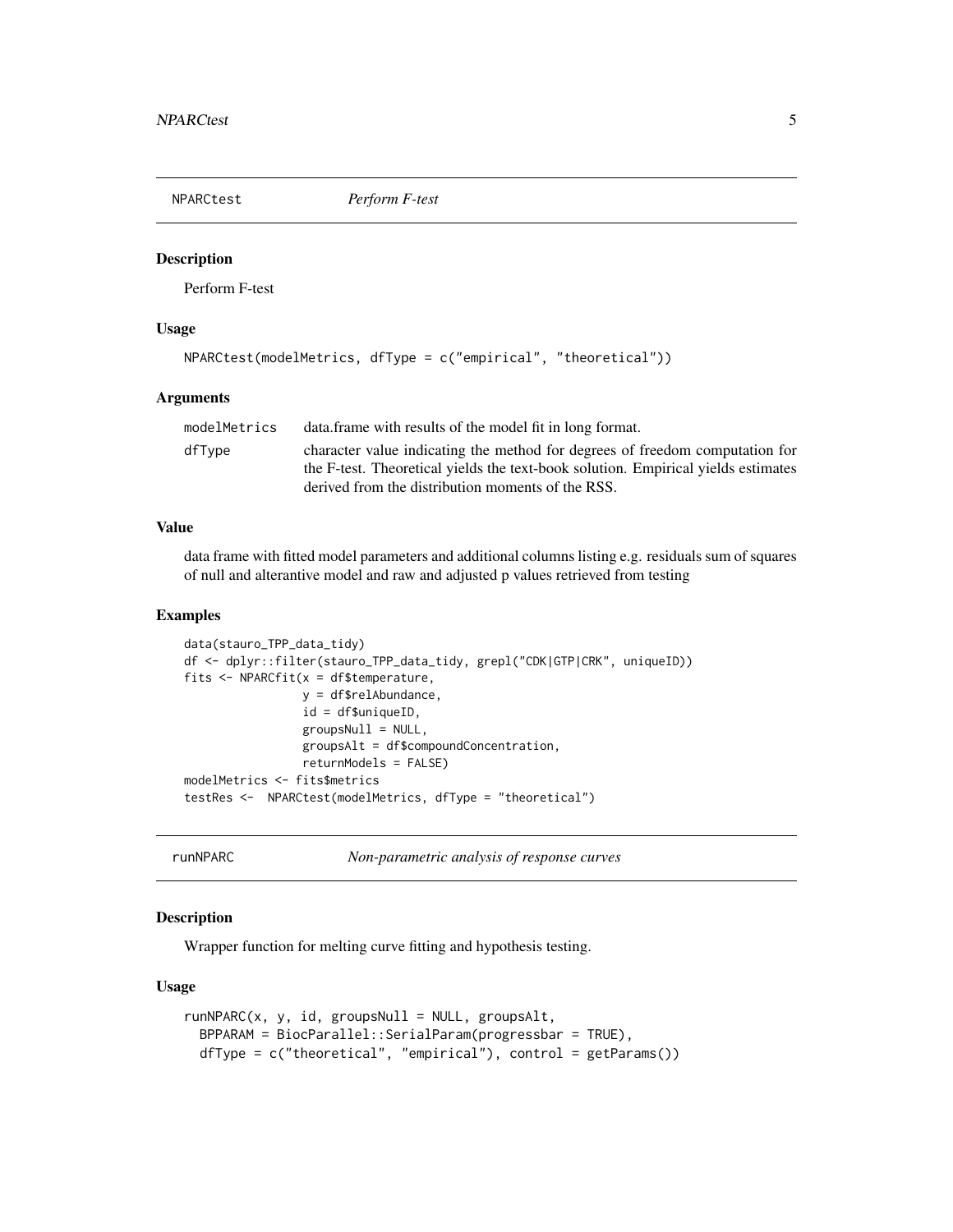## NPARCtest — *Perform F-test*

### Description

Perform F-test

### Usage

```
NPARCtest(modelMetrics, dfType = c("empirical", "theoretical"))
```

### Arguments

| | |
|---|---|
| modelMetrics | data.frame with results of the model fit in long format. |
| dfType | character value indicating the method for degrees of freedom computation for the F-test. Theoretical yields the text-book solution. Empirical yields estimates derived from the distribution moments of the RSS. |

### Value

data frame with fitted model parameters and additional columns listing e.g. residuals sum of squares of null and alterantive model and raw and adjusted p values retrieved from testing

### Examples

```
data(stauro_TPP_data_tidy)
df <- dplyr::filter(stauro_TPP_data_tidy, grepl("CDK|GTP|CRK", uniqueID))
fits <- NPARCfit(x = df$temperature,
                 y = df$relAbundance,
                 id = df$uniqueID,
                 groupsNull = NULL,
                 groupsAlt = df$compoundConcentration,
                 returnModels = FALSE)
modelMetrics <- fits$metrics
testRes <-  NPARCtest(modelMetrics, dfType = "theoretical")
```

## runNPARC — *Non-parametric analysis of response curves*

### Description

Wrapper function for melting curve fitting and hypothesis testing.

### Usage

```
runNPARC(x, y, id, groupsNull = NULL, groupsAlt,
  BPPARAM = BiocParallel::SerialParam(progressbar = TRUE),
  dfType = c("theoretical", "empirical"), control = getParams())
```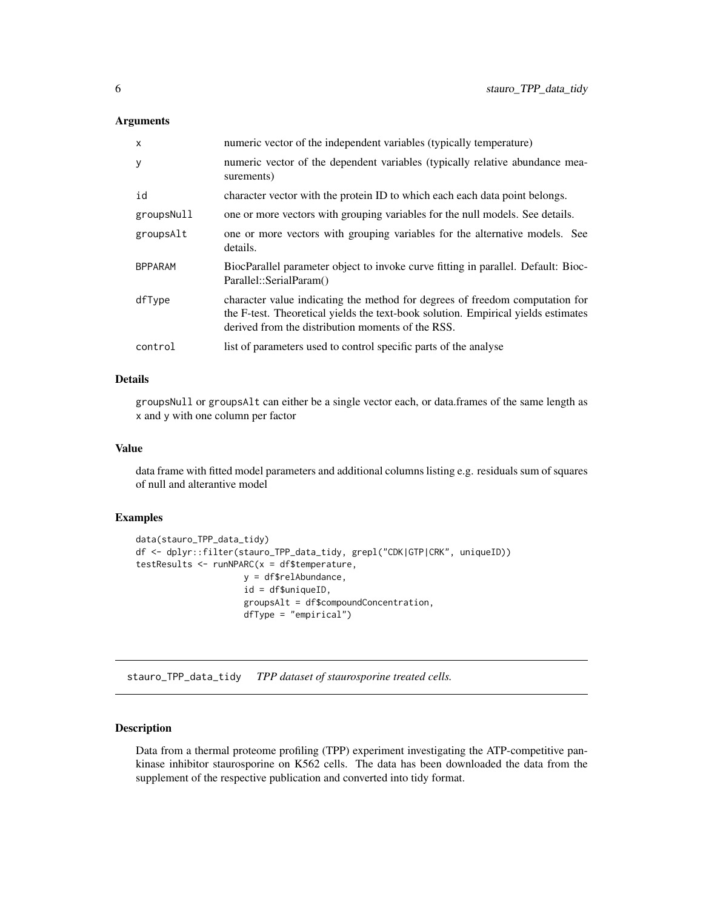## Arguments

| | |
|---|---|
| x | numeric vector of the independent variables (typically temperature) |
| y | numeric vector of the dependent variables (typically relative abundance measurements) |
| id | character vector with the protein ID to which each each data point belongs. |
| groupsNull | one or more vectors with grouping variables for the null models. See details. |
| groupsAlt | one or more vectors with grouping variables for the alternative models. See details. |
| BPPARAM | BiocParallel parameter object to invoke curve fitting in parallel. Default: BiocParallel::SerialParam() |
| dfType | character value indicating the method for degrees of freedom computation for the F-test. Theoretical yields the text-book solution. Empirical yields estimates derived from the distribution moments of the RSS. |
| control | list of parameters used to control specific parts of the analyse |

## Details

groupsNull or groupsAlt can either be a single vector each, or data.frames of the same length as x and y with one column per factor

## Value

data frame with fitted model parameters and additional columns listing e.g. residuals sum of squares of null and alterantive model

## Examples

```
data(stauro_TPP_data_tidy)
df <- dplyr::filter(stauro_TPP_data_tidy, grepl("CDK|GTP|CRK", uniqueID))
testResults <- runNPARC(x = df$temperature,
                    y = df$relAbundance,
                    id = df$uniqueID,
                    groupsAlt = df$compoundConcentration,
                    dfType = "empirical")
```

---

# stauro_TPP_data_tidy *TPP dataset of staurosporine treated cells.*

## Description

Data from a thermal proteome profiling (TPP) experiment investigating the ATP-competitive pan-kinase inhibitor staurosporine on K562 cells. The data has been downloaded the data from the supplement of the respective publication and converted into tidy format.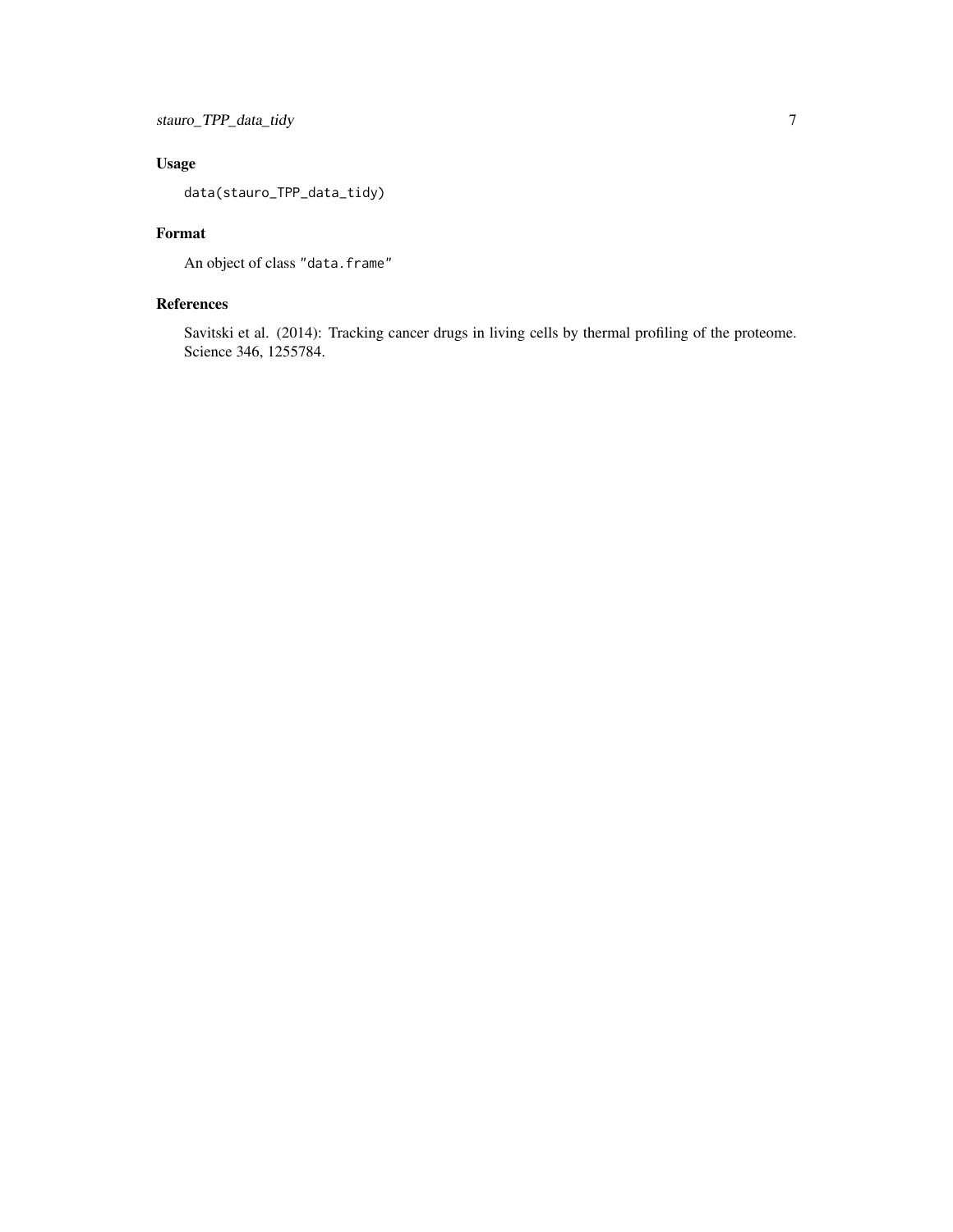## Usage

```
data(stauro_TPP_data_tidy)
```

## Format

An object of class "data.frame"

## References

Savitski et al. (2014): Tracking cancer drugs in living cells by thermal profiling of the proteome. Science 346, 1255784.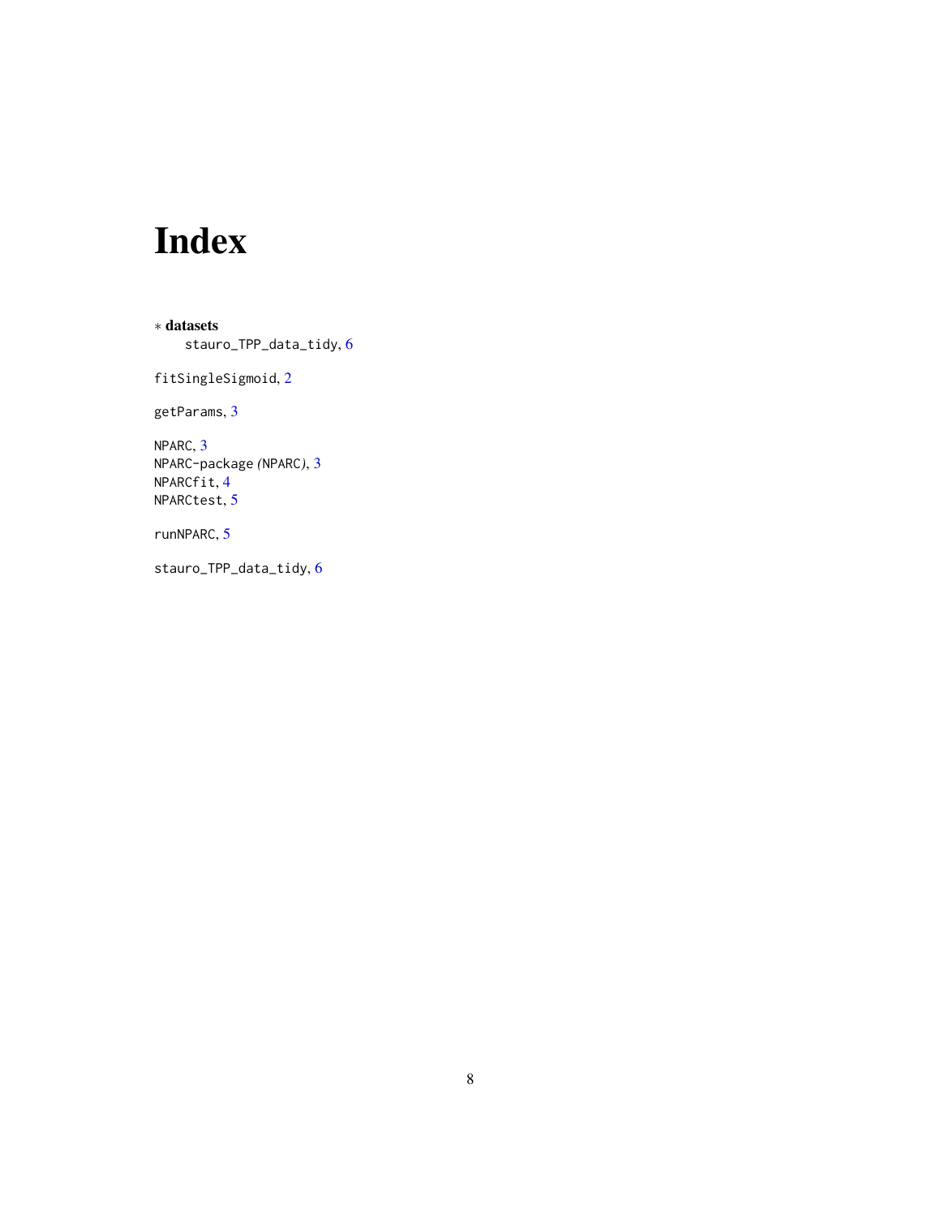# Index

∗ **datasets**
    stauro_TPP_data_tidy, 6

fitSingleSigmoid, 2

getParams, 3

NPARC, 3
NPARC-package (NPARC), 3
NPARCfit, 4
NPARCtest, 5

runNPARC, 5

stauro_TPP_data_tidy, 6